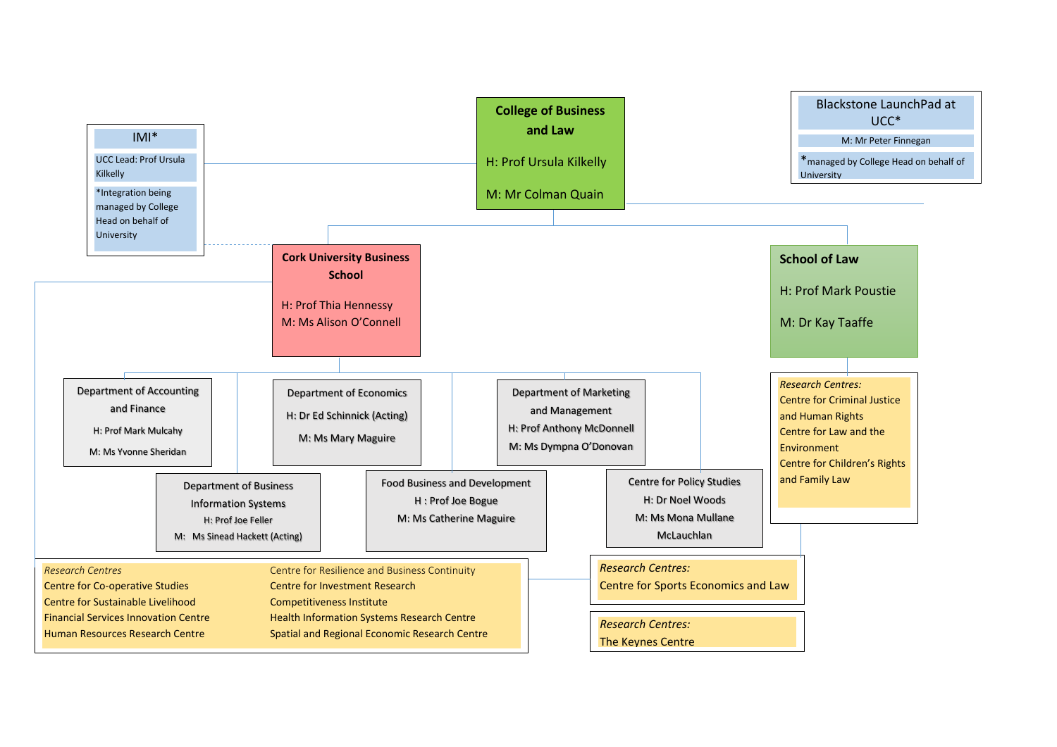## College of Business and Law

H: Prof Ursula Kilkelly

M: Mr Colman Quain

### IMI*

UCC Lead: Prof Ursula Kilkelly

*Integration being managed by College Head on behalf of University

### Blackstone LaunchPad at UCC*

M: Mr Peter Finnegan

*managed by College Head on behalf of University

### Cork University Business School

H: Prof Thia Hennessy

M: Ms Alison O'Connell

**Department of Accounting and Finance**
H: Prof Mark Mulcahy
M: Ms Yvonne Sheridan

**Department of Business Information Systems**
H: Prof Joe Feller
M: Ms Sinead Hackett (Acting)

**Department of Economics**
H: Dr Ed Schinnick (Acting)
M: Ms Mary Maguire

**Food Business and Development**
H : Prof Joe Bogue
M: Ms Catherine Maguire

**Department of Marketing and Management**
H: Prof Anthony McDonnell
M: Ms Dympna O'Donovan

**Centre for Policy Studies**
H: Dr Noel Woods
M: Ms Mona Mullane McLauchlan

*Research Centres*
- Centre for Co-operative Studies
- Centre for Sustainable Livelihood
- Financial Services Innovation Centre
- Human Resources Research Centre
- Centre for Resilience and Business Continuity
- Centre for Investment Research
- Competitiveness Institute
- Health Information Systems Research Centre
- Spatial and Regional Economic Research Centre

*Research Centres:*
- Centre for Sports Economics and Law

*Research Centres:*
- The Keynes Centre

### School of Law

H: Prof Mark Poustie

M: Dr Kay Taaffe

*Research Centres:*
- Centre for Criminal Justice and Human Rights
- Centre for Law and the Environment
- Centre for Children's Rights and Family Law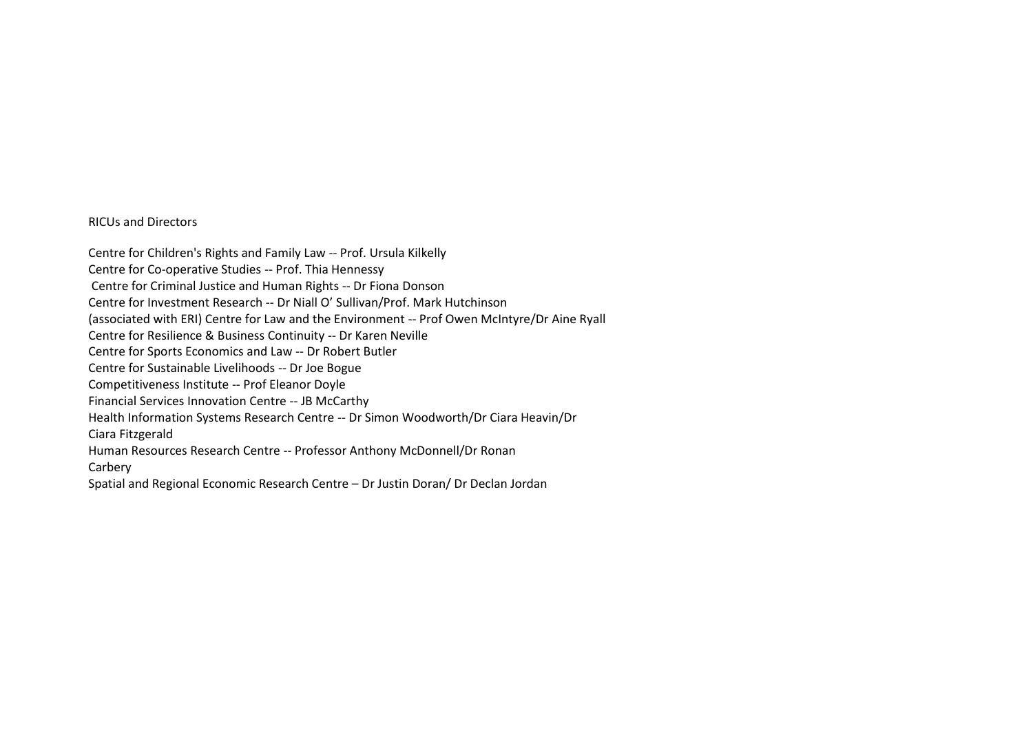RICUs and Directors

Centre for Children's Rights and Family Law -- Prof. Ursula Kilkelly
Centre for Co-operative Studies -- Prof. Thia Hennessy
Centre for Criminal Justice and Human Rights -- Dr Fiona Donson
Centre for Investment Research -- Dr Niall O' Sullivan/Prof. Mark Hutchinson
(associated with ERI) Centre for Law and the Environment -- Prof Owen McIntyre/Dr Aine Ryall
Centre for Resilience & Business Continuity -- Dr Karen Neville
Centre for Sports Economics and Law -- Dr Robert Butler
Centre for Sustainable Livelihoods -- Dr Joe Bogue
Competitiveness Institute -- Prof Eleanor Doyle
Financial Services Innovation Centre -- JB McCarthy
Health Information Systems Research Centre -- Dr Simon Woodworth/Dr Ciara Heavin/Dr Ciara Fitzgerald
Human Resources Research Centre -- Professor Anthony McDonnell/Dr Ronan Carbery
Spatial and Regional Economic Research Centre – Dr Justin Doran/ Dr Declan Jordan